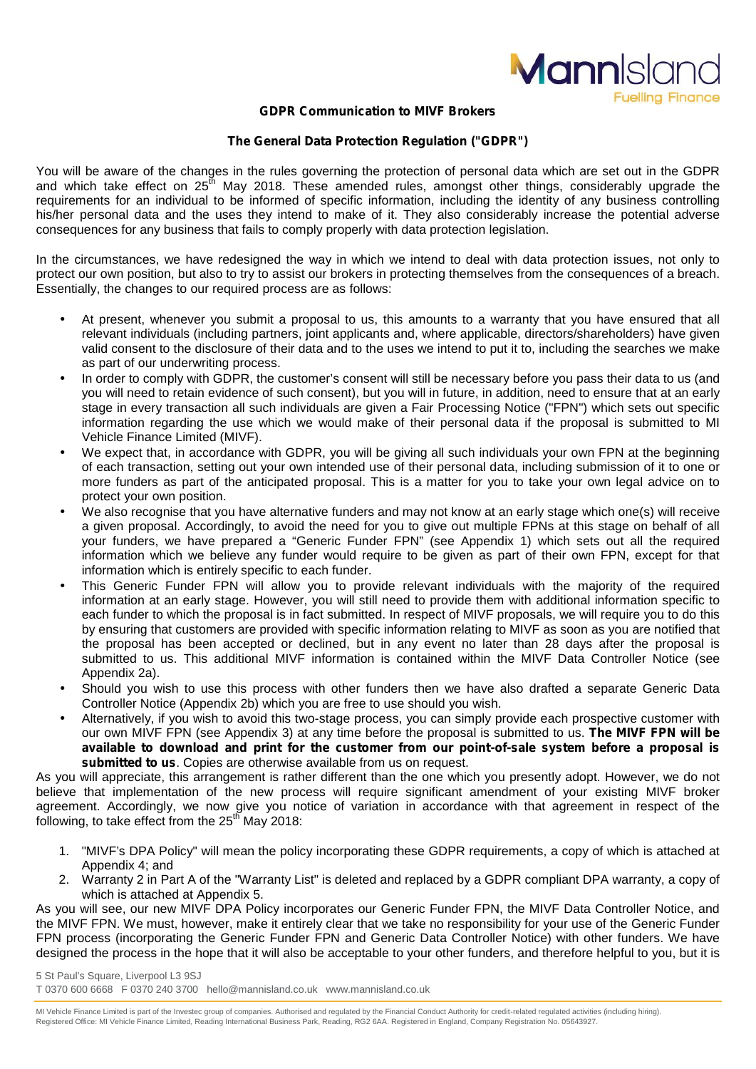**GDPR Communication to MIVF Brokers**

**The General Data Protection Regulation ("GDPR")**

You will be aware of the changes in the rules governing the protection of personal data which are set out in the GDPR and which take effect on 25th May 2018. These amended rules, amongst other things, considerably upgrade the requirements for an individual to be informed of specific information, including the identity of any business controlling his/her personal data and the uses they intend to make of it. They also considerably increase the potential adverse consequences for any business that fails to comply properly with data protection legislation.

In the circumstances, we have redesigned the way in which we intend to deal with data protection issues, not only to protect our own position, but also to try to assist our brokers in protecting themselves from the consequences of a breach. Essentially, the changes to our required process are as follows:

- At present, whenever you submit a proposal to us, this amounts to a warranty that you have ensured that all relevant individuals (including partners, joint applicants and, where applicable, directors/shareholders) have given valid consent to the disclosure of their data and to the uses we intend to put it to, including the searches we make as part of our underwriting process.
- In order to comply with GDPR, the customer's consent will still be necessary before you pass their data to us (and you will need to retain evidence of such consent), but you will in future, in addition, need to ensure that at an early stage in every transaction all such individuals are given a Fair Processing Notice ("FPN") which sets out specific information regarding the use which we would make of their personal data if the proposal is submitted to MI Vehicle Finance Limited (MIVF).
- We expect that, in accordance with GDPR, you will be giving all such individuals your own FPN at the beginning of each transaction, setting out your own intended use of their personal data, including submission of it to one or more funders as part of the anticipated proposal. This is a matter for you to take your own legal advice on to protect your own position.
- We also recognise that you have alternative funders and may not know at an early stage which one(s) will receive a given proposal. Accordingly, to avoid the need for you to give out multiple FPNs at this stage on behalf of all your funders, we have prepared a "Generic Funder FPN" (see Appendix 1) which sets out all the required information which we believe any funder would require to be given as part of their own FPN, except for that information which is entirely specific to each funder.
- This Generic Funder FPN will allow you to provide relevant individuals with the majority of the required information at an early stage. However, you will still need to provide them with additional information specific to each funder to which the proposal is in fact submitted. In respect of MIVF proposals, we will require you to do this by ensuring that customers are provided with specific information relating to MIVF as soon as you are notified that the proposal has been accepted or declined, but in any event no later than 28 days after the proposal is submitted to us. This additional MIVF information is contained within the MIVF Data Controller Notice (see Appendix 2a).
- Should you wish to use this process with other funders then we have also drafted a separate Generic Data Controller Notice (Appendix 2b) which you are free to use should you wish.
- Alternatively, if you wish to avoid this two-stage process, you can simply provide each prospective customer with our own MIVF FPN (see Appendix 3) at any time before the proposal is submitted to us. **The MIVF FPN will be available to download and print for the customer from our point-of-sale system before a proposal is submitted to us**. Copies are otherwise available from us on request.

As you will appreciate, this arrangement is rather different than the one which you presently adopt. However, we do not believe that implementation of the new process will require significant amendment of your existing MIVF broker agreement. Accordingly, we now give you notice of variation in accordance with that agreement in respect of the following, to take effect from the 25th May 2018:

1. "MIVF's DPA Policy" will mean the policy incorporating these GDPR requirements, a copy of which is attached at Appendix 4; and
2. Warranty 2 in Part A of the "Warranty List" is deleted and replaced by a GDPR compliant DPA warranty, a copy of which is attached at Appendix 5.

As you will see, our new MIVF DPA Policy incorporates our Generic Funder FPN, the MIVF Data Controller Notice, and the MIVF FPN. We must, however, make it entirely clear that we take no responsibility for your use of the Generic Funder FPN process (incorporating the Generic Funder FPN and Generic Data Controller Notice) with other funders. We have designed the process in the hope that it will also be acceptable to your other funders, and therefore helpful to you, but it is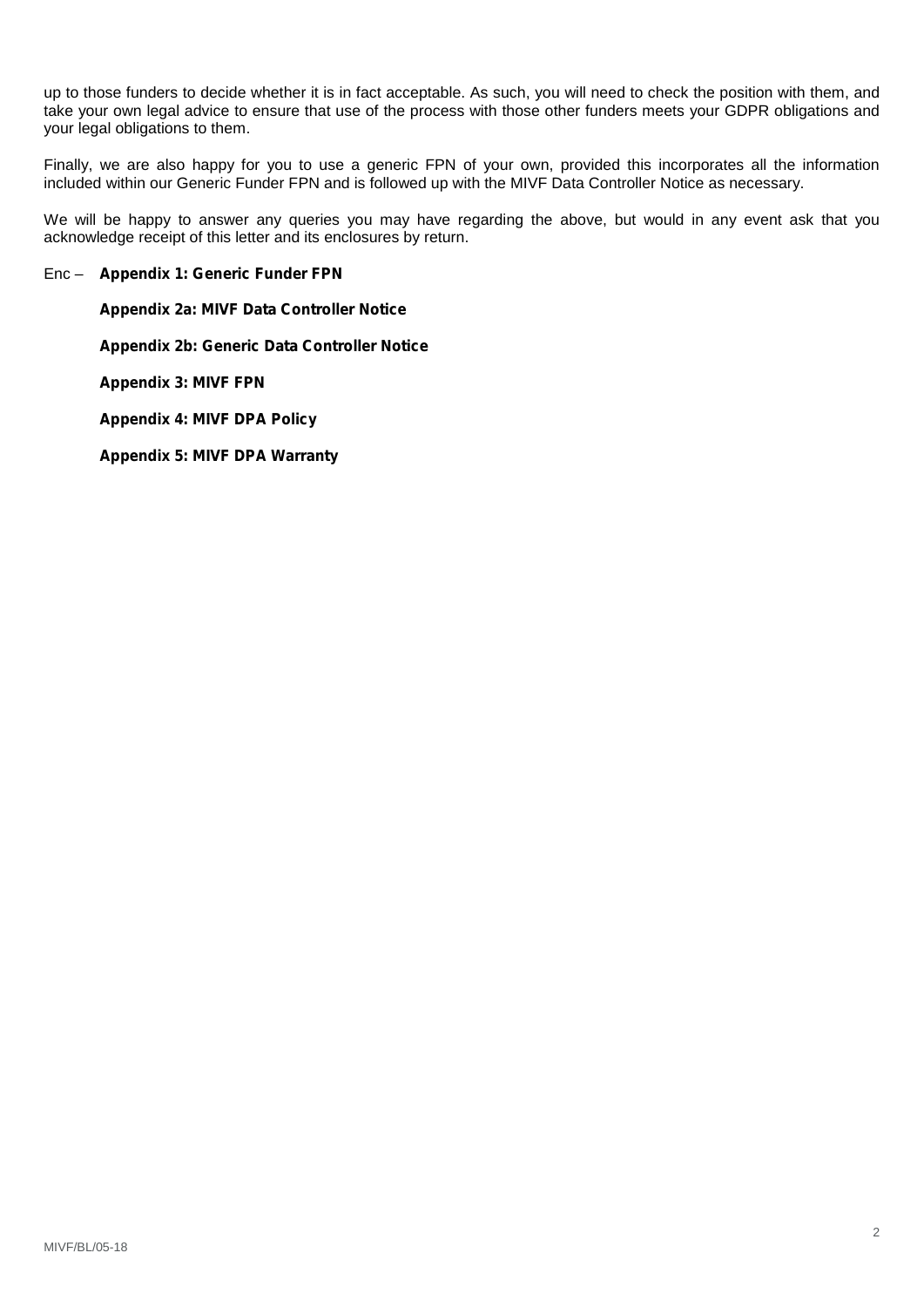up to those funders to decide whether it is in fact acceptable. As such, you will need to check the position with them, and take your own legal advice to ensure that use of the process with those other funders meets your GDPR obligations and your legal obligations to them.

Finally, we are also happy for you to use a generic FPN of your own, provided this incorporates all the information included within our Generic Funder FPN and is followed up with the MIVF Data Controller Notice as necessary.

We will be happy to answer any queries you may have regarding the above, but would in any event ask that you acknowledge receipt of this letter and its enclosures by return.

Enc – **Appendix 1: Generic Funder FPN**

**Appendix 2a: MIVF Data Controller Notice**

**Appendix 2b: Generic Data Controller Notice**

**Appendix 3: MIVF FPN**

**Appendix 4: MIVF DPA Policy**

**Appendix 5: MIVF DPA Warranty**

MIVF/BL/05-18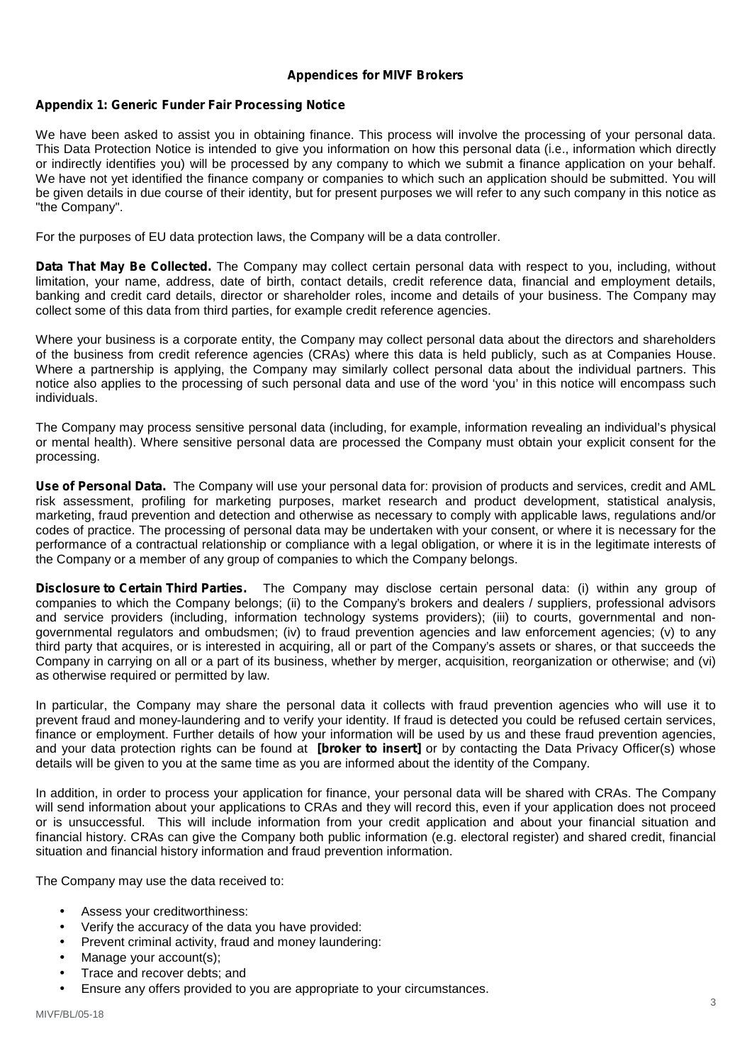## Appendices for MIVF Brokers

### Appendix 1: Generic Funder Fair Processing Notice

We have been asked to assist you in obtaining finance. This process will involve the processing of your personal data. This Data Protection Notice is intended to give you information on how this personal data (i.e., information which directly or indirectly identifies you) will be processed by any company to which we submit a finance application on your behalf. We have not yet identified the finance company or companies to which such an application should be submitted. You will be given details in due course of their identity, but for present purposes we will refer to any such company in this notice as "the Company".

For the purposes of EU data protection laws, the Company will be a data controller.

**Data That May Be Collected.** The Company may collect certain personal data with respect to you, including, without limitation, your name, address, date of birth, contact details, credit reference data, financial and employment details, banking and credit card details, director or shareholder roles, income and details of your business. The Company may collect some of this data from third parties, for example credit reference agencies.

Where your business is a corporate entity, the Company may collect personal data about the directors and shareholders of the business from credit reference agencies (CRAs) where this data is held publicly, such as at Companies House. Where a partnership is applying, the Company may similarly collect personal data about the individual partners. This notice also applies to the processing of such personal data and use of the word 'you' in this notice will encompass such individuals.

The Company may process sensitive personal data (including, for example, information revealing an individual's physical or mental health). Where sensitive personal data are processed the Company must obtain your explicit consent for the processing.

**Use of Personal Data.** The Company will use your personal data for: provision of products and services, credit and AML risk assessment, profiling for marketing purposes, market research and product development, statistical analysis, marketing, fraud prevention and detection and otherwise as necessary to comply with applicable laws, regulations and/or codes of practice. The processing of personal data may be undertaken with your consent, or where it is necessary for the performance of a contractual relationship or compliance with a legal obligation, or where it is in the legitimate interests of the Company or a member of any group of companies to which the Company belongs.

**Disclosure to Certain Third Parties.** The Company may disclose certain personal data: (i) within any group of companies to which the Company belongs; (ii) to the Company's brokers and dealers / suppliers, professional advisors and service providers (including, information technology systems providers); (iii) to courts, governmental and non-governmental regulators and ombudsmen; (iv) to fraud prevention agencies and law enforcement agencies; (v) to any third party that acquires, or is interested in acquiring, all or part of the Company's assets or shares, or that succeeds the Company in carrying on all or a part of its business, whether by merger, acquisition, reorganization or otherwise; and (vi) as otherwise required or permitted by law.

In particular, the Company may share the personal data it collects with fraud prevention agencies who will use it to prevent fraud and money-laundering and to verify your identity. If fraud is detected you could be refused certain services, finance or employment. Further details of how your information will be used by us and these fraud prevention agencies, and your data protection rights can be found at **[broker to insert]** or by contacting the Data Privacy Officer(s) whose details will be given to you at the same time as you are informed about the identity of the Company.

In addition, in order to process your application for finance, your personal data will be shared with CRAs. The Company will send information about your applications to CRAs and they will record this, even if your application does not proceed or is unsuccessful. This will include information from your credit application and about your financial situation and financial history. CRAs can give the Company both public information (e.g. electoral register) and shared credit, financial situation and financial history information and fraud prevention information.

The Company may use the data received to:

- Assess your creditworthiness:
- Verify the accuracy of the data you have provided:
- Prevent criminal activity, fraud and money laundering:
- Manage your account(s);
- Trace and recover debts; and
- Ensure any offers provided to you are appropriate to your circumstances.

MIVF/BL/05-18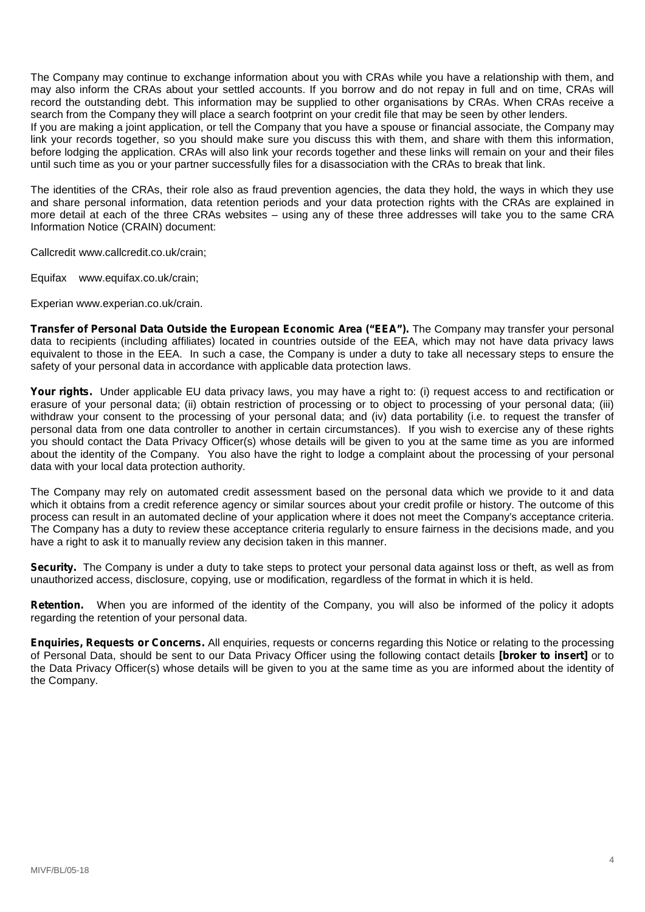The Company may continue to exchange information about you with CRAs while you have a relationship with them, and may also inform the CRAs about your settled accounts. If you borrow and do not repay in full and on time, CRAs will record the outstanding debt. This information may be supplied to other organisations by CRAs. When CRAs receive a search from the Company they will place a search footprint on your credit file that may be seen by other lenders.
If you are making a joint application, or tell the Company that you have a spouse or financial associate, the Company may link your records together, so you should make sure you discuss this with them, and share with them this information, before lodging the application. CRAs will also link your records together and these links will remain on your and their files until such time as you or your partner successfully files for a disassociation with the CRAs to break that link.

The identities of the CRAs, their role also as fraud prevention agencies, the data they hold, the ways in which they use and share personal information, data retention periods and your data protection rights with the CRAs are explained in more detail at each of the three CRAs websites – using any of these three addresses will take you to the same CRA Information Notice (CRAIN) document:

Callcredit www.callcredit.co.uk/crain;

Equifax www.equifax.co.uk/crain;

Experian www.experian.co.uk/crain.

**Transfer of Personal Data Outside the European Economic Area ("EEA").** The Company may transfer your personal data to recipients (including affiliates) located in countries outside of the EEA, which may not have data privacy laws equivalent to those in the EEA. In such a case, the Company is under a duty to take all necessary steps to ensure the safety of your personal data in accordance with applicable data protection laws.

**Your rights.** Under applicable EU data privacy laws, you may have a right to: (i) request access to and rectification or erasure of your personal data; (ii) obtain restriction of processing or to object to processing of your personal data; (iii) withdraw your consent to the processing of your personal data; and (iv) data portability (i.e. to request the transfer of personal data from one data controller to another in certain circumstances). If you wish to exercise any of these rights you should contact the Data Privacy Officer(s) whose details will be given to you at the same time as you are informed about the identity of the Company. You also have the right to lodge a complaint about the processing of your personal data with your local data protection authority.

The Company may rely on automated credit assessment based on the personal data which we provide to it and data which it obtains from a credit reference agency or similar sources about your credit profile or history. The outcome of this process can result in an automated decline of your application where it does not meet the Company's acceptance criteria. The Company has a duty to review these acceptance criteria regularly to ensure fairness in the decisions made, and you have a right to ask it to manually review any decision taken in this manner.

**Security.** The Company is under a duty to take steps to protect your personal data against loss or theft, as well as from unauthorized access, disclosure, copying, use or modification, regardless of the format in which it is held.

**Retention.** When you are informed of the identity of the Company, you will also be informed of the policy it adopts regarding the retention of your personal data.

**Enquiries, Requests or Concerns.** All enquiries, requests or concerns regarding this Notice or relating to the processing of Personal Data, should be sent to our Data Privacy Officer using the following contact details **[broker to insert]** or to the Data Privacy Officer(s) whose details will be given to you at the same time as you are informed about the identity of the Company.

MIVF/BL/05-18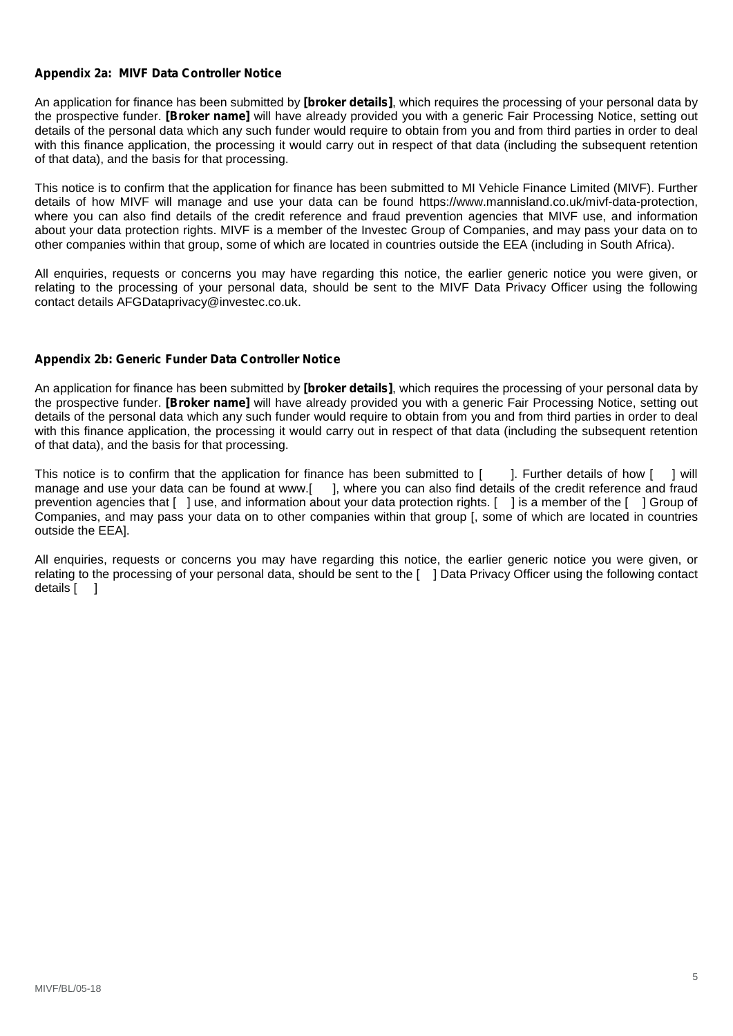**Appendix 2a: MIVF Data Controller Notice**

An application for finance has been submitted by **[broker details]**, which requires the processing of your personal data by the prospective funder. **[Broker name]** will have already provided you with a generic Fair Processing Notice, setting out details of the personal data which any such funder would require to obtain from you and from third parties in order to deal with this finance application, the processing it would carry out in respect of that data (including the subsequent retention of that data), and the basis for that processing.

This notice is to confirm that the application for finance has been submitted to MI Vehicle Finance Limited (MIVF). Further details of how MIVF will manage and use your data can be found https://www.mannisland.co.uk/mivf-data-protection, where you can also find details of the credit reference and fraud prevention agencies that MIVF use, and information about your data protection rights. MIVF is a member of the Investec Group of Companies, and may pass your data on to other companies within that group, some of which are located in countries outside the EEA (including in South Africa).

All enquiries, requests or concerns you may have regarding this notice, the earlier generic notice you were given, or relating to the processing of your personal data, should be sent to the MIVF Data Privacy Officer using the following contact details AFGDataprivacy@investec.co.uk.

**Appendix 2b: Generic Funder Data Controller Notice**

An application for finance has been submitted by **[broker details]**, which requires the processing of your personal data by the prospective funder. **[Broker name]** will have already provided you with a generic Fair Processing Notice, setting out details of the personal data which any such funder would require to obtain from you and from third parties in order to deal with this finance application, the processing it would carry out in respect of that data (including the subsequent retention of that data), and the basis for that processing.

This notice is to confirm that the application for finance has been submitted to [ ]. Further details of how [ ] will manage and use your data can be found at www.[ ], where you can also find details of the credit reference and fraud prevention agencies that [ ] use, and information about your data protection rights. [ ] is a member of the [ ] Group of Companies, and may pass your data on to other companies within that group [, some of which are located in countries outside the EEA].

All enquiries, requests or concerns you may have regarding this notice, the earlier generic notice you were given, or relating to the processing of your personal data, should be sent to the [ ] Data Privacy Officer using the following contact details [ ]

MIVF/BL/05-18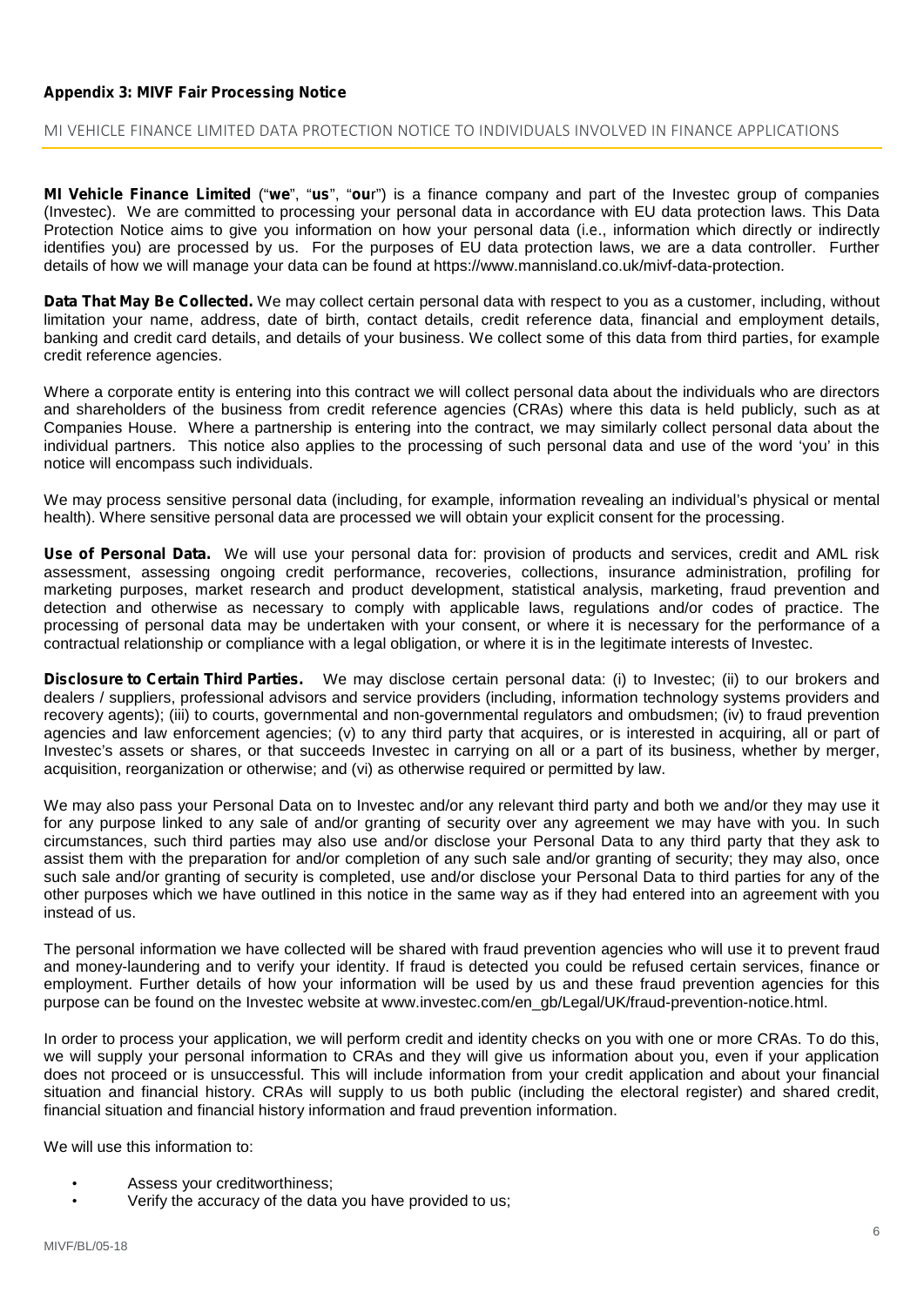**Appendix 3: MIVF Fair Processing Notice**

MI VEHICLE FINANCE LIMITED DATA PROTECTION NOTICE TO INDIVIDUALS INVOLVED IN FINANCE APPLICATIONS

**MI Vehicle Finance Limited** ("**we**", "**us**", "**our**") is a finance company and part of the Investec group of companies (Investec). We are committed to processing your personal data in accordance with EU data protection laws. This Data Protection Notice aims to give you information on how your personal data (i.e., information which directly or indirectly identifies you) are processed by us. For the purposes of EU data protection laws, we are a data controller. Further details of how we will manage your data can be found at https://www.mannisland.co.uk/mivf-data-protection.

**Data That May Be Collected.** We may collect certain personal data with respect to you as a customer, including, without limitation your name, address, date of birth, contact details, credit reference data, financial and employment details, banking and credit card details, and details of your business. We collect some of this data from third parties, for example credit reference agencies.

Where a corporate entity is entering into this contract we will collect personal data about the individuals who are directors and shareholders of the business from credit reference agencies (CRAs) where this data is held publicly, such as at Companies House. Where a partnership is entering into the contract, we may similarly collect personal data about the individual partners. This notice also applies to the processing of such personal data and use of the word 'you' in this notice will encompass such individuals.

We may process sensitive personal data (including, for example, information revealing an individual's physical or mental health). Where sensitive personal data are processed we will obtain your explicit consent for the processing.

**Use of Personal Data.** We will use your personal data for: provision of products and services, credit and AML risk assessment, assessing ongoing credit performance, recoveries, collections, insurance administration, profiling for marketing purposes, market research and product development, statistical analysis, marketing, fraud prevention and detection and otherwise as necessary to comply with applicable laws, regulations and/or codes of practice. The processing of personal data may be undertaken with your consent, or where it is necessary for the performance of a contractual relationship or compliance with a legal obligation, or where it is in the legitimate interests of Investec.

**Disclosure to Certain Third Parties.** We may disclose certain personal data: (i) to Investec; (ii) to our brokers and dealers / suppliers, professional advisors and service providers (including, information technology systems providers and recovery agents); (iii) to courts, governmental and non-governmental regulators and ombudsmen; (iv) to fraud prevention agencies and law enforcement agencies; (v) to any third party that acquires, or is interested in acquiring, all or part of Investec's assets or shares, or that succeeds Investec in carrying on all or a part of its business, whether by merger, acquisition, reorganization or otherwise; and (vi) as otherwise required or permitted by law.

We may also pass your Personal Data on to Investec and/or any relevant third party and both we and/or they may use it for any purpose linked to any sale of and/or granting of security over any agreement we may have with you. In such circumstances, such third parties may also use and/or disclose your Personal Data to any third party that they ask to assist them with the preparation for and/or completion of any such sale and/or granting of security; they may also, once such sale and/or granting of security is completed, use and/or disclose your Personal Data to third parties for any of the other purposes which we have outlined in this notice in the same way as if they had entered into an agreement with you instead of us.

The personal information we have collected will be shared with fraud prevention agencies who will use it to prevent fraud and money-laundering and to verify your identity. If fraud is detected you could be refused certain services, finance or employment. Further details of how your information will be used by us and these fraud prevention agencies for this purpose can be found on the Investec website at www.investec.com/en_gb/Legal/UK/fraud-prevention-notice.html.

In order to process your application, we will perform credit and identity checks on you with one or more CRAs. To do this, we will supply your personal information to CRAs and they will give us information about you, even if your application does not proceed or is unsuccessful. This will include information from your credit application and about your financial situation and financial history. CRAs will supply to us both public (including the electoral register) and shared credit, financial situation and financial history information and fraud prevention information.

We will use this information to:

- Assess your creditworthiness;
- Verify the accuracy of the data you have provided to us;

MIVF/BL/05-18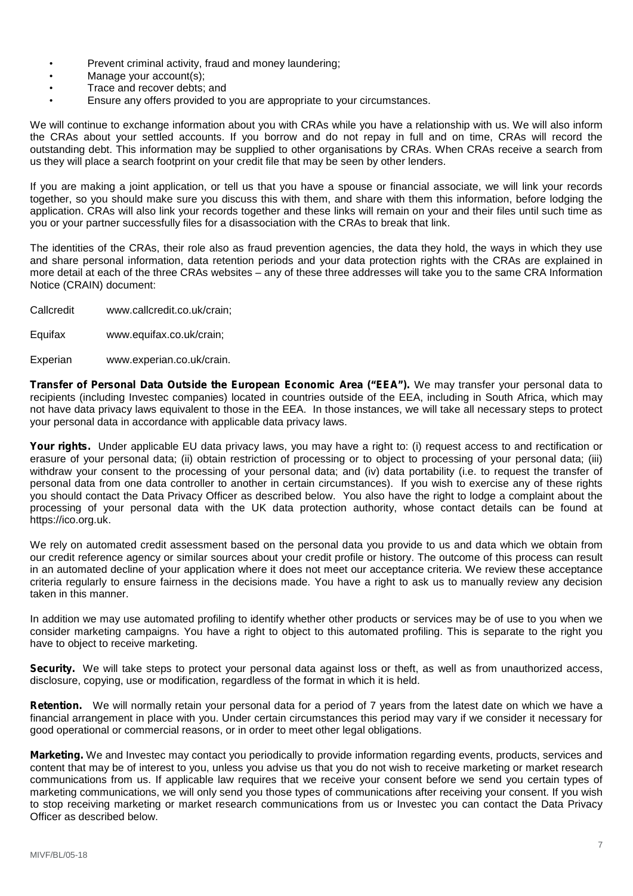- Prevent criminal activity, fraud and money laundering;
- Manage your account(s);
- Trace and recover debts; and
- Ensure any offers provided to you are appropriate to your circumstances.

We will continue to exchange information about you with CRAs while you have a relationship with us. We will also inform the CRAs about your settled accounts. If you borrow and do not repay in full and on time, CRAs will record the outstanding debt. This information may be supplied to other organisations by CRAs. When CRAs receive a search from us they will place a search footprint on your credit file that may be seen by other lenders.

If you are making a joint application, or tell us that you have a spouse or financial associate, we will link your records together, so you should make sure you discuss this with them, and share with them this information, before lodging the application. CRAs will also link your records together and these links will remain on your and their files until such time as you or your partner successfully files for a disassociation with the CRAs to break that link.

The identities of the CRAs, their role also as fraud prevention agencies, the data they hold, the ways in which they use and share personal information, data retention periods and your data protection rights with the CRAs are explained in more detail at each of the three CRAs websites – any of these three addresses will take you to the same CRA Information Notice (CRAIN) document:

Callcredit www.callcredit.co.uk/crain;

Equifax www.equifax.co.uk/crain;

Experian www.experian.co.uk/crain.

**Transfer of Personal Data Outside the European Economic Area ("EEA").** We may transfer your personal data to recipients (including Investec companies) located in countries outside of the EEA, including in South Africa, which may not have data privacy laws equivalent to those in the EEA. In those instances, we will take all necessary steps to protect your personal data in accordance with applicable data privacy laws.

**Your rights.** Under applicable EU data privacy laws, you may have a right to: (i) request access to and rectification or erasure of your personal data; (ii) obtain restriction of processing or to object to processing of your personal data; (iii) withdraw your consent to the processing of your personal data; and (iv) data portability (i.e. to request the transfer of personal data from one data controller to another in certain circumstances). If you wish to exercise any of these rights you should contact the Data Privacy Officer as described below. You also have the right to lodge a complaint about the processing of your personal data with the UK data protection authority, whose contact details can be found at https://ico.org.uk.

We rely on automated credit assessment based on the personal data you provide to us and data which we obtain from our credit reference agency or similar sources about your credit profile or history. The outcome of this process can result in an automated decline of your application where it does not meet our acceptance criteria. We review these acceptance criteria regularly to ensure fairness in the decisions made. You have a right to ask us to manually review any decision taken in this manner.

In addition we may use automated profiling to identify whether other products or services may be of use to you when we consider marketing campaigns. You have a right to object to this automated profiling. This is separate to the right you have to object to receive marketing.

**Security.** We will take steps to protect your personal data against loss or theft, as well as from unauthorized access, disclosure, copying, use or modification, regardless of the format in which it is held.

**Retention.** We will normally retain your personal data for a period of 7 years from the latest date on which we have a financial arrangement in place with you. Under certain circumstances this period may vary if we consider it necessary for good operational or commercial reasons, or in order to meet other legal obligations.

**Marketing.** We and Investec may contact you periodically to provide information regarding events, products, services and content that may be of interest to you, unless you advise us that you do not wish to receive marketing or market research communications from us. If applicable law requires that we receive your consent before we send you certain types of marketing communications, we will only send you those types of communications after receiving your consent. If you wish to stop receiving marketing or market research communications from us or Investec you can contact the Data Privacy Officer as described below.

MIVF/BL/05-18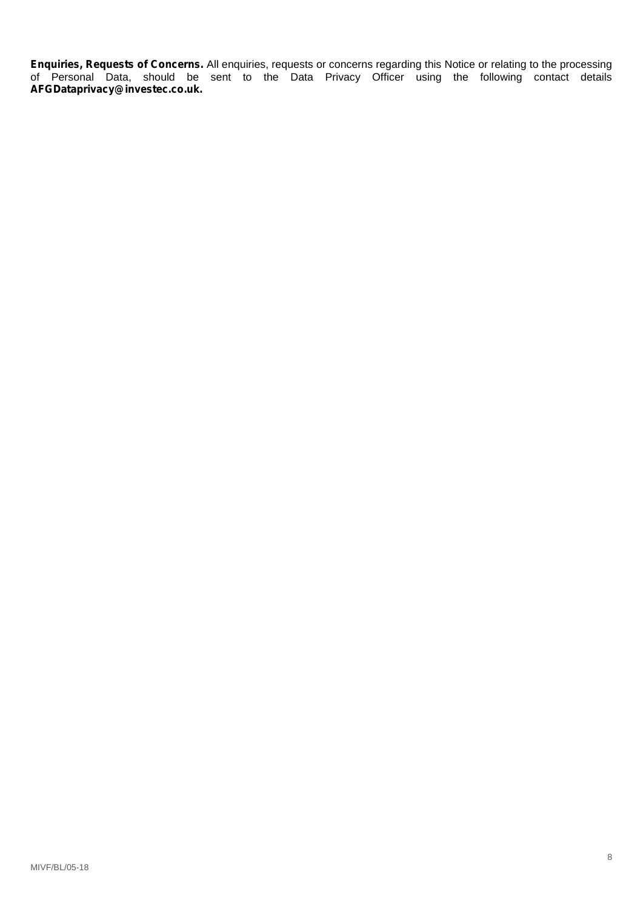**Enquiries, Requests of Concerns.** All enquiries, requests or concerns regarding this Notice or relating to the processing of Personal Data, should be sent to the Data Privacy Officer using the following contact details **AFGDataprivacy@investec.co.uk.**

MIVF/BL/05-18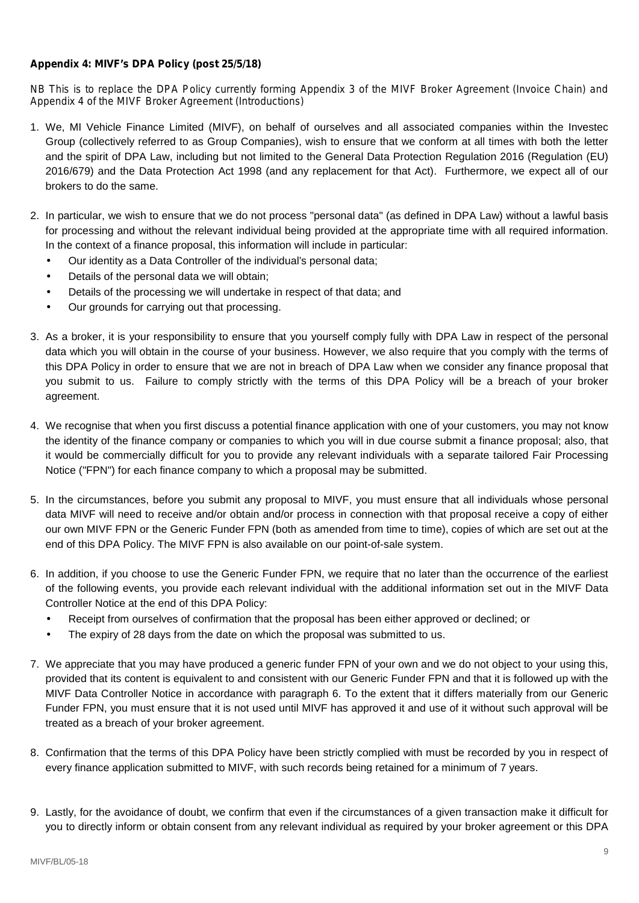**Appendix 4: MIVF's DPA Policy (post 25/5/18)**

NB This is to replace the DPA Policy currently forming Appendix 3 of the MIVF Broker Agreement (Invoice Chain) and Appendix 4 of the MIVF Broker Agreement (Introductions)

1. We, MI Vehicle Finance Limited (MIVF), on behalf of ourselves and all associated companies within the Investec Group (collectively referred to as Group Companies), wish to ensure that we conform at all times with both the letter and the spirit of DPA Law, including but not limited to the General Data Protection Regulation 2016 (Regulation (EU) 2016/679) and the Data Protection Act 1998 (and any replacement for that Act). Furthermore, we expect all of our brokers to do the same.

2. In particular, we wish to ensure that we do not process "personal data" (as defined in DPA Law) without a lawful basis for processing and without the relevant individual being provided at the appropriate time with all required information. In the context of a finance proposal, this information will include in particular:
   - Our identity as a Data Controller of the individual's personal data;
   - Details of the personal data we will obtain;
   - Details of the processing we will undertake in respect of that data; and
   - Our grounds for carrying out that processing.

3. As a broker, it is your responsibility to ensure that you yourself comply fully with DPA Law in respect of the personal data which you will obtain in the course of your business. However, we also require that you comply with the terms of this DPA Policy in order to ensure that we are not in breach of DPA Law when we consider any finance proposal that you submit to us. Failure to comply strictly with the terms of this DPA Policy will be a breach of your broker agreement.

4. We recognise that when you first discuss a potential finance application with one of your customers, you may not know the identity of the finance company or companies to which you will in due course submit a finance proposal; also, that it would be commercially difficult for you to provide any relevant individuals with a separate tailored Fair Processing Notice ("FPN") for each finance company to which a proposal may be submitted.

5. In the circumstances, before you submit any proposal to MIVF, you must ensure that all individuals whose personal data MIVF will need to receive and/or obtain and/or process in connection with that proposal receive a copy of either our own MIVF FPN or the Generic Funder FPN (both as amended from time to time), copies of which are set out at the end of this DPA Policy. The MIVF FPN is also available on our point-of-sale system.

6. In addition, if you choose to use the Generic Funder FPN, we require that no later than the occurrence of the earliest of the following events, you provide each relevant individual with the additional information set out in the MIVF Data Controller Notice at the end of this DPA Policy:
   - Receipt from ourselves of confirmation that the proposal has been either approved or declined; or
   - The expiry of 28 days from the date on which the proposal was submitted to us.

7. We appreciate that you may have produced a generic funder FPN of your own and we do not object to your using this, provided that its content is equivalent to and consistent with our Generic Funder FPN and that it is followed up with the MIVF Data Controller Notice in accordance with paragraph 6. To the extent that it differs materially from our Generic Funder FPN, you must ensure that it is not used until MIVF has approved it and use of it without such approval will be treated as a breach of your broker agreement.

8. Confirmation that the terms of this DPA Policy have been strictly complied with must be recorded by you in respect of every finance application submitted to MIVF, with such records being retained for a minimum of 7 years.

9. Lastly, for the avoidance of doubt, we confirm that even if the circumstances of a given transaction make it difficult for you to directly inform or obtain consent from any relevant individual as required by your broker agreement or this DPA

MIVF/BL/05-18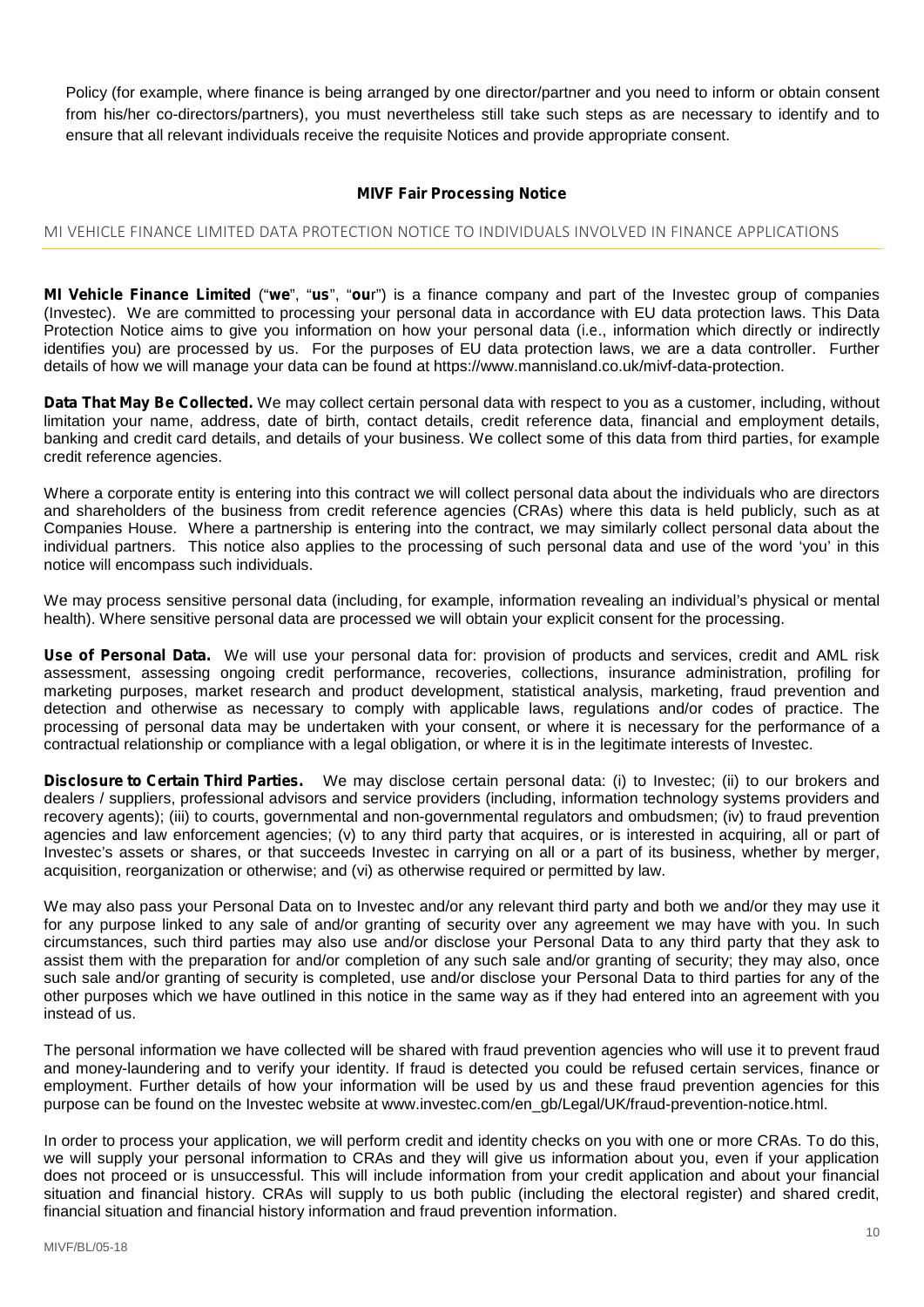Policy (for example, where finance is being arranged by one director/partner and you need to inform or obtain consent from his/her co-directors/partners), you must nevertheless still take such steps as are necessary to identify and to ensure that all relevant individuals receive the requisite Notices and provide appropriate consent.

**MIVF Fair Processing Notice**

## MI VEHICLE FINANCE LIMITED DATA PROTECTION NOTICE TO INDIVIDUALS INVOLVED IN FINANCE APPLICATIONS

**MI Vehicle Finance Limited** ("**we**", "**us**", "**our**") is a finance company and part of the Investec group of companies (Investec). We are committed to processing your personal data in accordance with EU data protection laws. This Data Protection Notice aims to give you information on how your personal data (i.e., information which directly or indirectly identifies you) are processed by us. For the purposes of EU data protection laws, we are a data controller. Further details of how we will manage your data can be found at https://www.mannisland.co.uk/mivf-data-protection.

**Data That May Be Collected.** We may collect certain personal data with respect to you as a customer, including, without limitation your name, address, date of birth, contact details, credit reference data, financial and employment details, banking and credit card details, and details of your business. We collect some of this data from third parties, for example credit reference agencies.

Where a corporate entity is entering into this contract we will collect personal data about the individuals who are directors and shareholders of the business from credit reference agencies (CRAs) where this data is held publicly, such as at Companies House. Where a partnership is entering into the contract, we may similarly collect personal data about the individual partners. This notice also applies to the processing of such personal data and use of the word 'you' in this notice will encompass such individuals.

We may process sensitive personal data (including, for example, information revealing an individual's physical or mental health). Where sensitive personal data are processed we will obtain your explicit consent for the processing.

**Use of Personal Data.** We will use your personal data for: provision of products and services, credit and AML risk assessment, assessing ongoing credit performance, recoveries, collections, insurance administration, profiling for marketing purposes, market research and product development, statistical analysis, marketing, fraud prevention and detection and otherwise as necessary to comply with applicable laws, regulations and/or codes of practice. The processing of personal data may be undertaken with your consent, or where it is necessary for the performance of a contractual relationship or compliance with a legal obligation, or where it is in the legitimate interests of Investec.

**Disclosure to Certain Third Parties.** We may disclose certain personal data: (i) to Investec; (ii) to our brokers and dealers / suppliers, professional advisors and service providers (including, information technology systems providers and recovery agents); (iii) to courts, governmental and non-governmental regulators and ombudsmen; (iv) to fraud prevention agencies and law enforcement agencies; (v) to any third party that acquires, or is interested in acquiring, all or part of Investec's assets or shares, or that succeeds Investec in carrying on all or a part of its business, whether by merger, acquisition, reorganization or otherwise; and (vi) as otherwise required or permitted by law.

We may also pass your Personal Data on to Investec and/or any relevant third party and both we and/or they may use it for any purpose linked to any sale of and/or granting of security over any agreement we may have with you. In such circumstances, such third parties may also use and/or disclose your Personal Data to any third party that they ask to assist them with the preparation for and/or completion of any such sale and/or granting of security; they may also, once such sale and/or granting of security is completed, use and/or disclose your Personal Data to third parties for any of the other purposes which we have outlined in this notice in the same way as if they had entered into an agreement with you instead of us.

The personal information we have collected will be shared with fraud prevention agencies who will use it to prevent fraud and money-laundering and to verify your identity. If fraud is detected you could be refused certain services, finance or employment. Further details of how your information will be used by us and these fraud prevention agencies for this purpose can be found on the Investec website at www.investec.com/en_gb/Legal/UK/fraud-prevention-notice.html.

In order to process your application, we will perform credit and identity checks on you with one or more CRAs. To do this, we will supply your personal information to CRAs and they will give us information about you, even if your application does not proceed or is unsuccessful. This will include information from your credit application and about your financial situation and financial history. CRAs will supply to us both public (including the electoral register) and shared credit, financial situation and financial history information and fraud prevention information.

MIVF/BL/05-18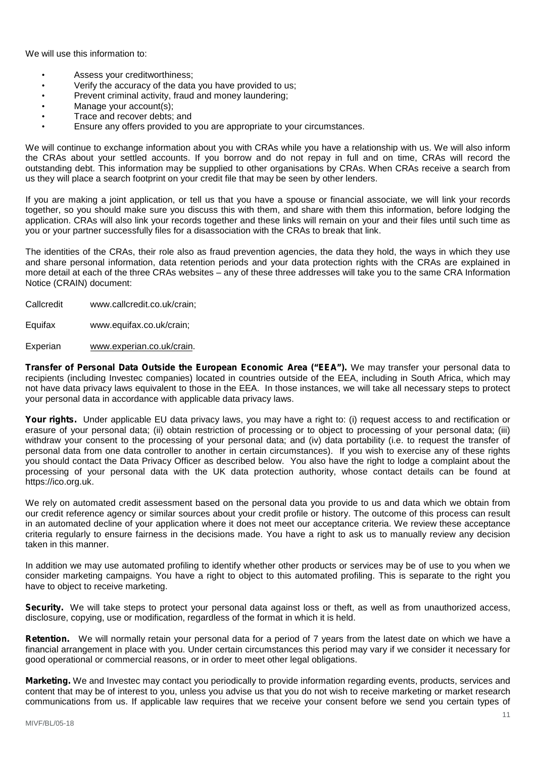We will use this information to:

- Assess your creditworthiness;
- Verify the accuracy of the data you have provided to us;
- Prevent criminal activity, fraud and money laundering;
- Manage your account(s);
- Trace and recover debts; and
- Ensure any offers provided to you are appropriate to your circumstances.

We will continue to exchange information about you with CRAs while you have a relationship with us. We will also inform the CRAs about your settled accounts. If you borrow and do not repay in full and on time, CRAs will record the outstanding debt. This information may be supplied to other organisations by CRAs. When CRAs receive a search from us they will place a search footprint on your credit file that may be seen by other lenders.

If you are making a joint application, or tell us that you have a spouse or financial associate, we will link your records together, so you should make sure you discuss this with them, and share with them this information, before lodging the application. CRAs will also link your records together and these links will remain on your and their files until such time as you or your partner successfully files for a disassociation with the CRAs to break that link.

The identities of the CRAs, their role also as fraud prevention agencies, the data they hold, the ways in which they use and share personal information, data retention periods and your data protection rights with the CRAs are explained in more detail at each of the three CRAs websites – any of these three addresses will take you to the same CRA Information Notice (CRAIN) document:

Callcredit www.callcredit.co.uk/crain;

Equifax www.equifax.co.uk/crain;

Experian www.experian.co.uk/crain.

**Transfer of Personal Data Outside the European Economic Area ("EEA").** We may transfer your personal data to recipients (including Investec companies) located in countries outside of the EEA, including in South Africa, which may not have data privacy laws equivalent to those in the EEA. In those instances, we will take all necessary steps to protect your personal data in accordance with applicable data privacy laws.

**Your rights.** Under applicable EU data privacy laws, you may have a right to: (i) request access to and rectification or erasure of your personal data; (ii) obtain restriction of processing or to object to processing of your personal data; (iii) withdraw your consent to the processing of your personal data; and (iv) data portability (i.e. to request the transfer of personal data from one data controller to another in certain circumstances). If you wish to exercise any of these rights you should contact the Data Privacy Officer as described below. You also have the right to lodge a complaint about the processing of your personal data with the UK data protection authority, whose contact details can be found at https://ico.org.uk.

We rely on automated credit assessment based on the personal data you provide to us and data which we obtain from our credit reference agency or similar sources about your credit profile or history. The outcome of this process can result in an automated decline of your application where it does not meet our acceptance criteria. We review these acceptance criteria regularly to ensure fairness in the decisions made. You have a right to ask us to manually review any decision taken in this manner.

In addition we may use automated profiling to identify whether other products or services may be of use to you when we consider marketing campaigns. You have a right to object to this automated profiling. This is separate to the right you have to object to receive marketing.

**Security.** We will take steps to protect your personal data against loss or theft, as well as from unauthorized access, disclosure, copying, use or modification, regardless of the format in which it is held.

**Retention.** We will normally retain your personal data for a period of 7 years from the latest date on which we have a financial arrangement in place with you. Under certain circumstances this period may vary if we consider it necessary for good operational or commercial reasons, or in order to meet other legal obligations.

**Marketing.** We and Investec may contact you periodically to provide information regarding events, products, services and content that may be of interest to you, unless you advise us that you do not wish to receive marketing or market research communications from us. If applicable law requires that we receive your consent before we send you certain types of

MIVF/BL/05-18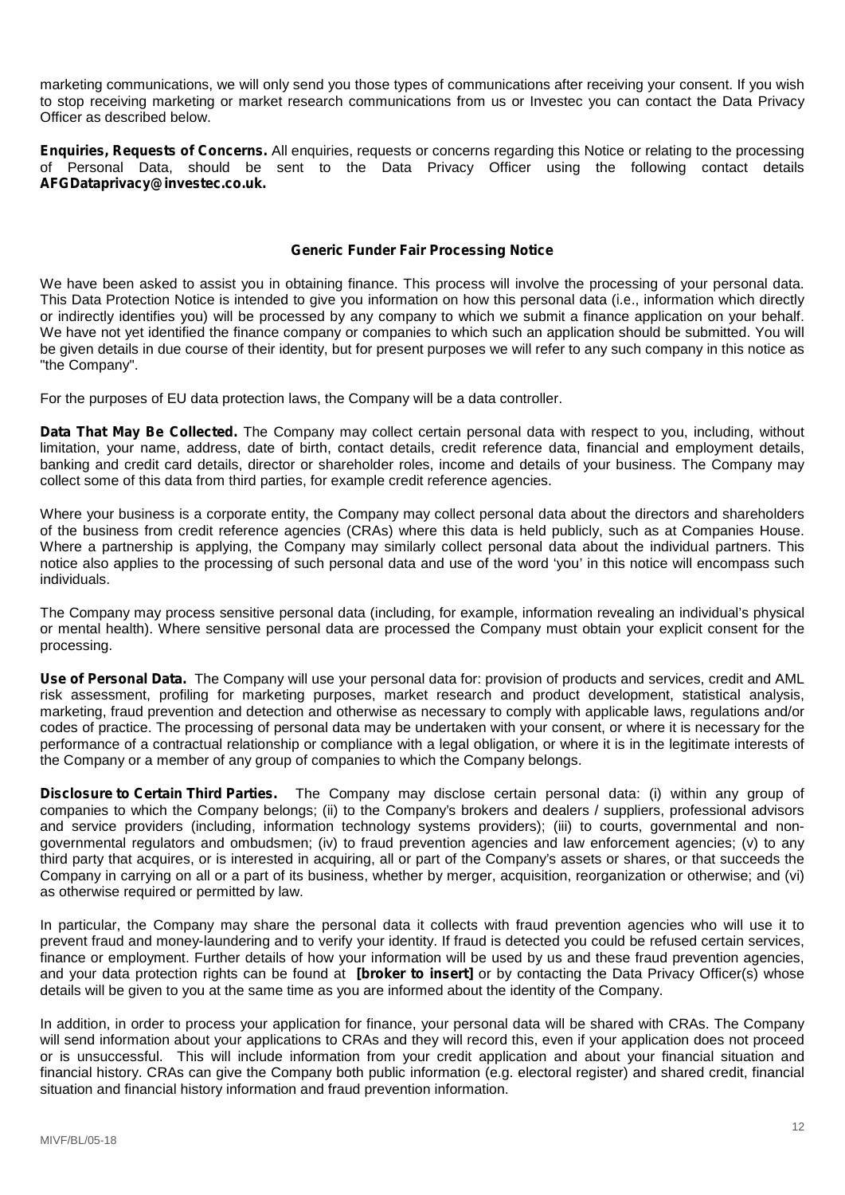marketing communications, we will only send you those types of communications after receiving your consent. If you wish to stop receiving marketing or market research communications from us or Investec you can contact the Data Privacy Officer as described below.

**Enquiries, Requests of Concerns.** All enquiries, requests or concerns regarding this Notice or relating to the processing of Personal Data, should be sent to the Data Privacy Officer using the following contact details **AFGDataprivacy@investec.co.uk.**

## Generic Funder Fair Processing Notice

We have been asked to assist you in obtaining finance. This process will involve the processing of your personal data. This Data Protection Notice is intended to give you information on how this personal data (i.e., information which directly or indirectly identifies you) will be processed by any company to which we submit a finance application on your behalf. We have not yet identified the finance company or companies to which such an application should be submitted. You will be given details in due course of their identity, but for present purposes we will refer to any such company in this notice as "the Company".

For the purposes of EU data protection laws, the Company will be a data controller.

**Data That May Be Collected.** The Company may collect certain personal data with respect to you, including, without limitation, your name, address, date of birth, contact details, credit reference data, financial and employment details, banking and credit card details, director or shareholder roles, income and details of your business. The Company may collect some of this data from third parties, for example credit reference agencies.

Where your business is a corporate entity, the Company may collect personal data about the directors and shareholders of the business from credit reference agencies (CRAs) where this data is held publicly, such as at Companies House. Where a partnership is applying, the Company may similarly collect personal data about the individual partners. This notice also applies to the processing of such personal data and use of the word 'you' in this notice will encompass such individuals.

The Company may process sensitive personal data (including, for example, information revealing an individual's physical or mental health). Where sensitive personal data are processed the Company must obtain your explicit consent for the processing.

**Use of Personal Data.** The Company will use your personal data for: provision of products and services, credit and AML risk assessment, profiling for marketing purposes, market research and product development, statistical analysis, marketing, fraud prevention and detection and otherwise as necessary to comply with applicable laws, regulations and/or codes of practice. The processing of personal data may be undertaken with your consent, or where it is necessary for the performance of a contractual relationship or compliance with a legal obligation, or where it is in the legitimate interests of the Company or a member of any group of companies to which the Company belongs.

**Disclosure to Certain Third Parties.** The Company may disclose certain personal data: (i) within any group of companies to which the Company belongs; (ii) to the Company's brokers and dealers / suppliers, professional advisors and service providers (including, information technology systems providers); (iii) to courts, governmental and non-governmental regulators and ombudsmen; (iv) to fraud prevention agencies and law enforcement agencies; (v) to any third party that acquires, or is interested in acquiring, all or part of the Company's assets or shares, or that succeeds the Company in carrying on all or a part of its business, whether by merger, acquisition, reorganization or otherwise; and (vi) as otherwise required or permitted by law.

In particular, the Company may share the personal data it collects with fraud prevention agencies who will use it to prevent fraud and money-laundering and to verify your identity. If fraud is detected you could be refused certain services, finance or employment. Further details of how your information will be used by us and these fraud prevention agencies, and your data protection rights can be found at **[broker to insert]** or by contacting the Data Privacy Officer(s) whose details will be given to you at the same time as you are informed about the identity of the Company.

In addition, in order to process your application for finance, your personal data will be shared with CRAs. The Company will send information about your applications to CRAs and they will record this, even if your application does not proceed or is unsuccessful. This will include information from your credit application and about your financial situation and financial history. CRAs can give the Company both public information (e.g. electoral register) and shared credit, financial situation and financial history information and fraud prevention information.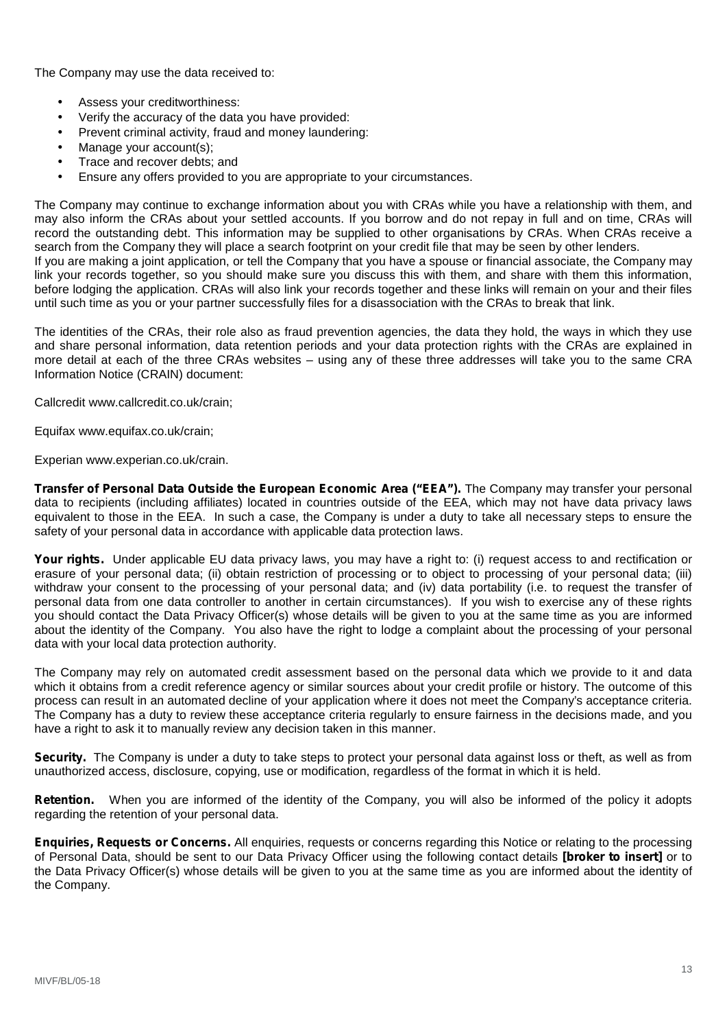The Company may use the data received to:

- Assess your creditworthiness:
- Verify the accuracy of the data you have provided:
- Prevent criminal activity, fraud and money laundering:
- Manage your account(s);
- Trace and recover debts; and
- Ensure any offers provided to you are appropriate to your circumstances.

The Company may continue to exchange information about you with CRAs while you have a relationship with them, and may also inform the CRAs about your settled accounts. If you borrow and do not repay in full and on time, CRAs will record the outstanding debt. This information may be supplied to other organisations by CRAs. When CRAs receive a search from the Company they will place a search footprint on your credit file that may be seen by other lenders.
If you are making a joint application, or tell the Company that you have a spouse or financial associate, the Company may link your records together, so you should make sure you discuss this with them, and share with them this information, before lodging the application. CRAs will also link your records together and these links will remain on your and their files until such time as you or your partner successfully files for a disassociation with the CRAs to break that link.

The identities of the CRAs, their role also as fraud prevention agencies, the data they hold, the ways in which they use and share personal information, data retention periods and your data protection rights with the CRAs are explained in more detail at each of the three CRAs websites – using any of these three addresses will take you to the same CRA Information Notice (CRAIN) document:

Callcredit www.callcredit.co.uk/crain;

Equifax www.equifax.co.uk/crain;

Experian www.experian.co.uk/crain.

**Transfer of Personal Data Outside the European Economic Area ("EEA").** The Company may transfer your personal data to recipients (including affiliates) located in countries outside of the EEA, which may not have data privacy laws equivalent to those in the EEA. In such a case, the Company is under a duty to take all necessary steps to ensure the safety of your personal data in accordance with applicable data protection laws.

**Your rights.** Under applicable EU data privacy laws, you may have a right to: (i) request access to and rectification or erasure of your personal data; (ii) obtain restriction of processing or to object to processing of your personal data; (iii) withdraw your consent to the processing of your personal data; and (iv) data portability (i.e. to request the transfer of personal data from one data controller to another in certain circumstances). If you wish to exercise any of these rights you should contact the Data Privacy Officer(s) whose details will be given to you at the same time as you are informed about the identity of the Company. You also have the right to lodge a complaint about the processing of your personal data with your local data protection authority.

The Company may rely on automated credit assessment based on the personal data which we provide to it and data which it obtains from a credit reference agency or similar sources about your credit profile or history. The outcome of this process can result in an automated decline of your application where it does not meet the Company's acceptance criteria. The Company has a duty to review these acceptance criteria regularly to ensure fairness in the decisions made, and you have a right to ask it to manually review any decision taken in this manner.

**Security.** The Company is under a duty to take steps to protect your personal data against loss or theft, as well as from unauthorized access, disclosure, copying, use or modification, regardless of the format in which it is held.

**Retention.** When you are informed of the identity of the Company, you will also be informed of the policy it adopts regarding the retention of your personal data.

**Enquiries, Requests or Concerns.** All enquiries, requests or concerns regarding this Notice or relating to the processing of Personal Data, should be sent to our Data Privacy Officer using the following contact details **[broker to insert]** or to the Data Privacy Officer(s) whose details will be given to you at the same time as you are informed about the identity of the Company.

MIVF/BL/05-18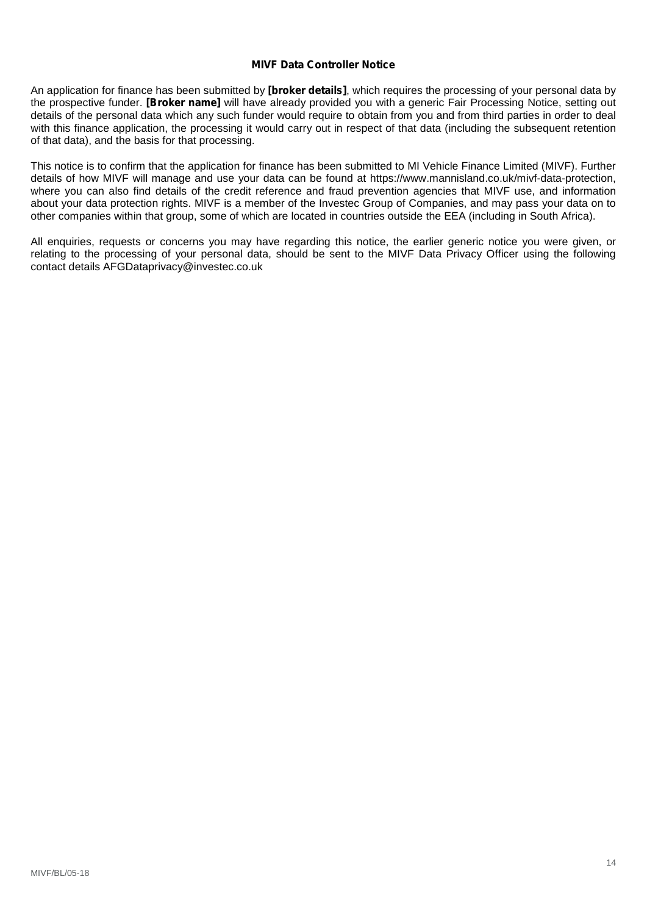## MIVF Data Controller Notice

An application for finance has been submitted by **[broker details]**, which requires the processing of your personal data by the prospective funder. **[Broker name]** will have already provided you with a generic Fair Processing Notice, setting out details of the personal data which any such funder would require to obtain from you and from third parties in order to deal with this finance application, the processing it would carry out in respect of that data (including the subsequent retention of that data), and the basis for that processing.

This notice is to confirm that the application for finance has been submitted to MI Vehicle Finance Limited (MIVF). Further details of how MIVF will manage and use your data can be found at https://www.mannisland.co.uk/mivf-data-protection, where you can also find details of the credit reference and fraud prevention agencies that MIVF use, and information about your data protection rights. MIVF is a member of the Investec Group of Companies, and may pass your data on to other companies within that group, some of which are located in countries outside the EEA (including in South Africa).

All enquiries, requests or concerns you may have regarding this notice, the earlier generic notice you were given, or relating to the processing of your personal data, should be sent to the MIVF Data Privacy Officer using the following contact details AFGDataprivacy@investec.co.uk

MIVF/BL/05-18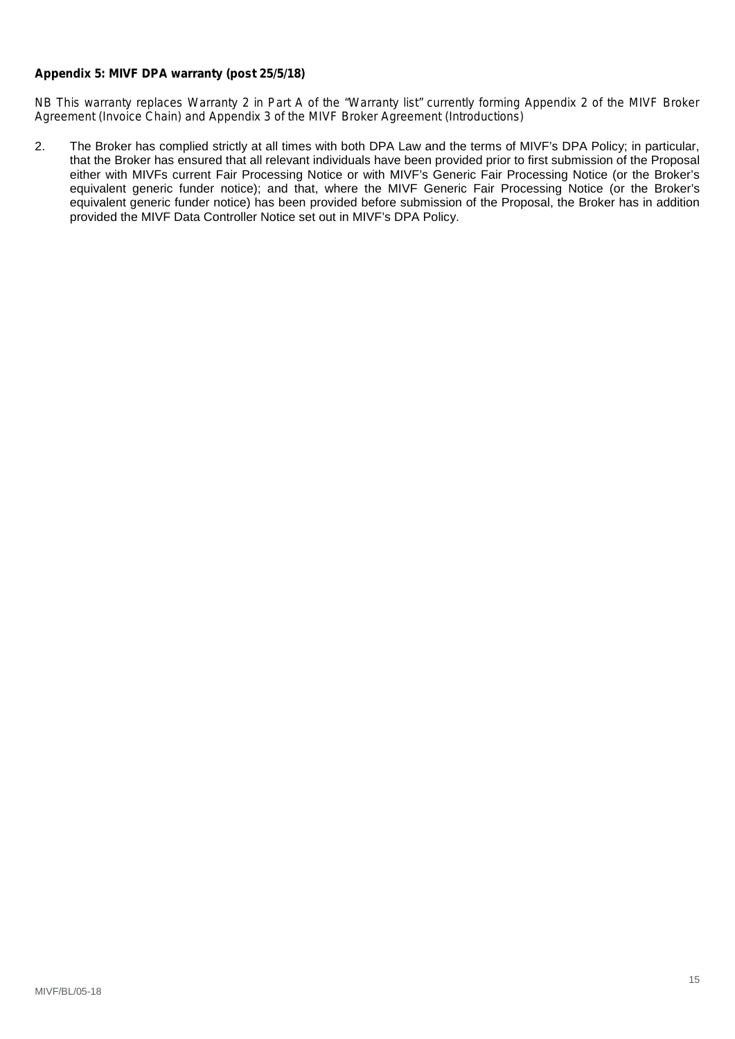**Appendix 5: MIVF DPA warranty (post 25/5/18)**

NB This warranty replaces Warranty 2 in Part A of the "Warranty list" currently forming Appendix 2 of the MIVF Broker Agreement (Invoice Chain) and Appendix 3 of the MIVF Broker Agreement (Introductions)

2. The Broker has complied strictly at all times with both DPA Law and the terms of MIVF's DPA Policy; in particular, that the Broker has ensured that all relevant individuals have been provided prior to first submission of the Proposal either with MIVFs current Fair Processing Notice or with MIVF's Generic Fair Processing Notice (or the Broker's equivalent generic funder notice); and that, where the MIVF Generic Fair Processing Notice (or the Broker's equivalent generic funder notice) has been provided before submission of the Proposal, the Broker has in addition provided the MIVF Data Controller Notice set out in MIVF's DPA Policy.

MIVF/BL/05-18